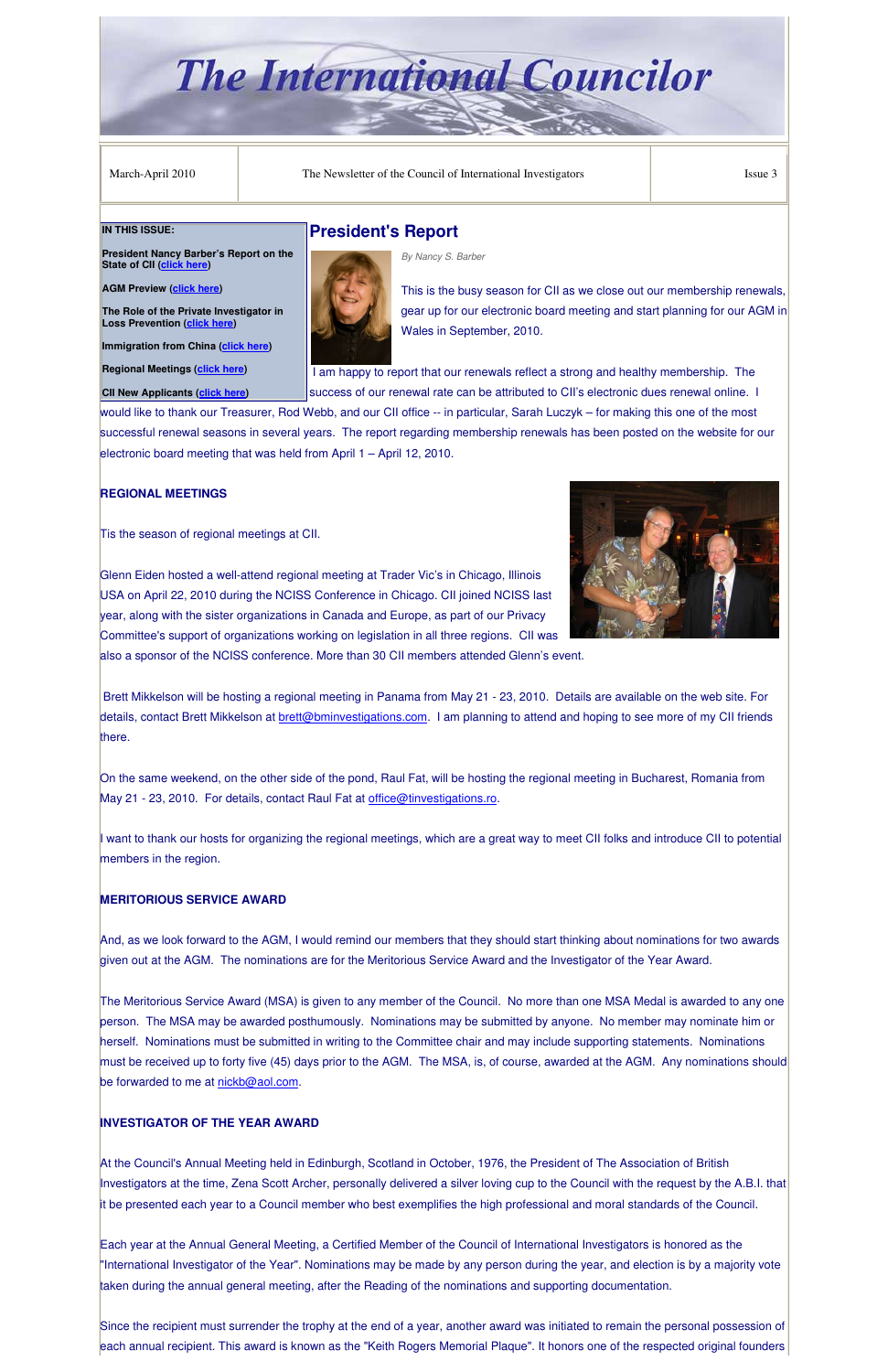# The International Councilor

| March-April 2010 | The Newsletter of the Council of International Investigators | Issue 3 |
|---|---|---|

**IN THIS ISSUE:**

**President Nancy Barber's Report on the State of CII (click here)**

**AGM Preview (click here)**

**The Role of the Private Investigator in Loss Prevention (click here)**

**Immigration from China (click here)**

**Regional Meetings (click here)**

**CII New Applicants (click here)**

## President's Report

*By Nancy S. Barber*

This is the busy season for CII as we close out our membership renewals, gear up for our electronic board meeting and start planning for our AGM in Wales in September, 2010.

I am happy to report that our renewals reflect a strong and healthy membership. The success of our renewal rate can be attributed to CII's electronic dues renewal online. I would like to thank our Treasurer, Rod Webb, and our CII office -- in particular, Sarah Luczyk – for making this one of the most successful renewal seasons in several years. The report regarding membership renewals has been posted on the website for our electronic board meeting that was held from April 1 – April 12, 2010.

### REGIONAL MEETINGS

Tis the season of regional meetings at CII.

Glenn Eiden hosted a well-attend regional meeting at Trader Vic's in Chicago, Illinois USA on April 22, 2010 during the NCISS Conference in Chicago. CII joined NCISS last year, along with the sister organizations in Canada and Europe, as part of our Privacy Committee's support of organizations working on legislation in all three regions. CII was also a sponsor of the NCISS conference. More than 30 CII members attended Glenn's event.

Brett Mikkelson will be hosting a regional meeting in Panama from May 21 - 23, 2010. Details are available on the web site. For details, contact Brett Mikkelson at brett@bminvestigations.com. I am planning to attend and hoping to see more of my CII friends there.

On the same weekend, on the other side of the pond, Raul Fat, will be hosting the regional meeting in Bucharest, Romania from May 21 - 23, 2010. For details, contact Raul Fat at office@tinvestigations.ro.

I want to thank our hosts for organizing the regional meetings, which are a great way to meet CII folks and introduce CII to potential members in the region.

### MERITORIOUS SERVICE AWARD

And, as we look forward to the AGM, I would remind our members that they should start thinking about nominations for two awards given out at the AGM. The nominations are for the Meritorious Service Award and the Investigator of the Year Award.

The Meritorious Service Award (MSA) is given to any member of the Council. No more than one MSA Medal is awarded to any one person. The MSA may be awarded posthumously. Nominations may be submitted by anyone. No member may nominate him or herself. Nominations must be submitted in writing to the Committee chair and may include supporting statements. Nominations must be received up to forty five (45) days prior to the AGM. The MSA, is, of course, awarded at the AGM. Any nominations should be forwarded to me at nickb@aol.com.

### INVESTIGATOR OF THE YEAR AWARD

At the Council's Annual Meeting held in Edinburgh, Scotland in October, 1976, the President of The Association of British Investigators at the time, Zena Scott Archer, personally delivered a silver loving cup to the Council with the request by the A.B.I. that it be presented each year to a Council member who best exemplifies the high professional and moral standards of the Council.

Each year at the Annual General Meeting, a Certified Member of the Council of International Investigators is honored as the "International Investigator of the Year". Nominations may be made by any person during the year, and election is by a majority vote taken during the annual general meeting, after the Reading of the nominations and supporting documentation.

Since the recipient must surrender the trophy at the end of a year, another award was initiated to remain the personal possession of each annual recipient. This award is known as the "Keith Rogers Memorial Plaque". It honors one of the respected original founders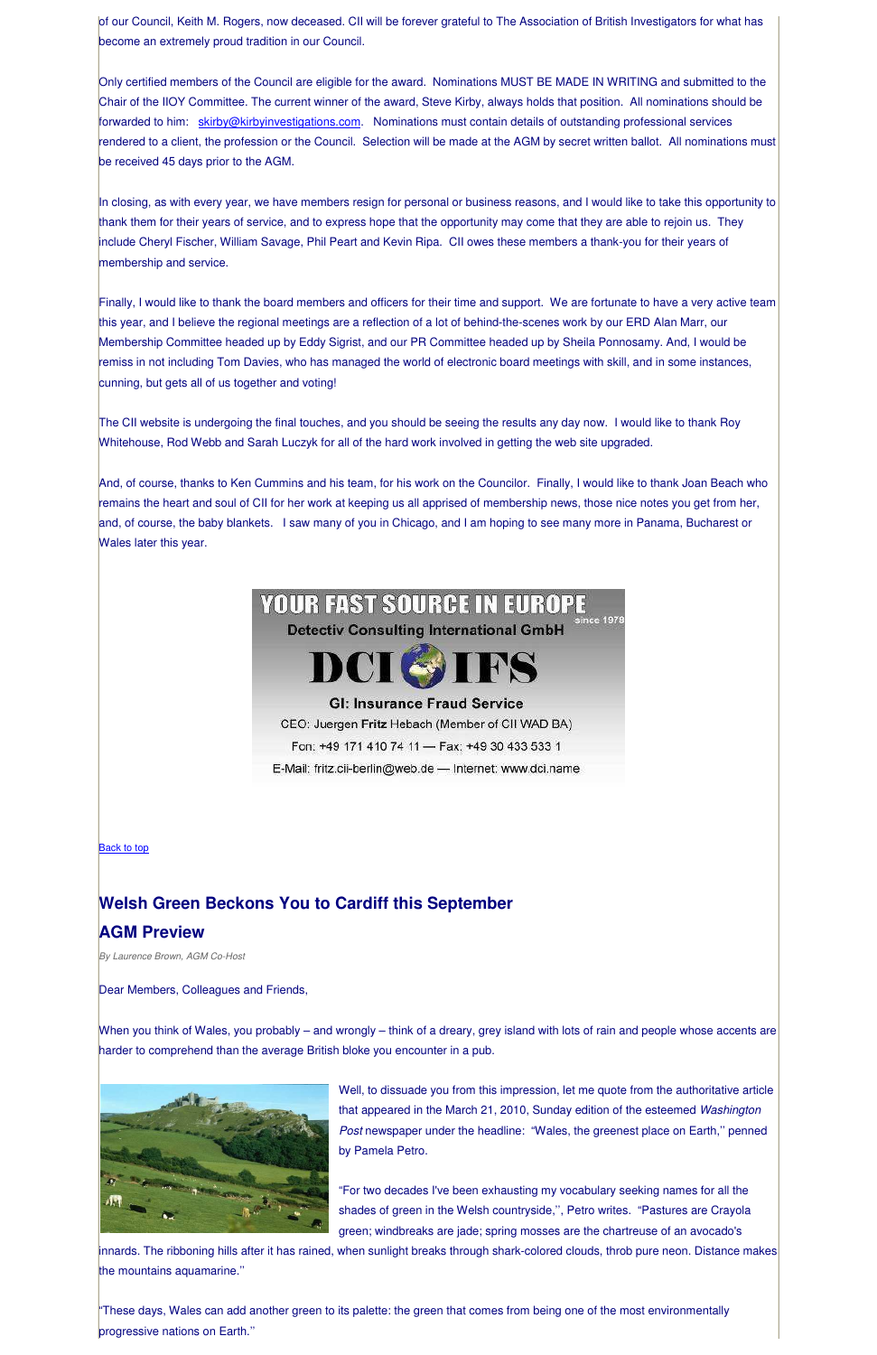of our Council, Keith M. Rogers, now deceased. CII will be forever grateful to The Association of British Investigators for what has become an extremely proud tradition in our Council.

Only certified members of the Council are eligible for the award. Nominations MUST BE MADE IN WRITING and submitted to the Chair of the IIOY Committee. The current winner of the award, Steve Kirby, always holds that position. All nominations should be forwarded to him: skirby@kirbyinvestigations.com. Nominations must contain details of outstanding professional services rendered to a client, the profession or the Council. Selection will be made at the AGM by secret written ballot. All nominations must be received 45 days prior to the AGM.

In closing, as with every year, we have members resign for personal or business reasons, and I would like to take this opportunity to thank them for their years of service, and to express hope that the opportunity may come that they are able to rejoin us. They include Cheryl Fischer, William Savage, Phil Peart and Kevin Ripa. CII owes these members a thank-you for their years of membership and service.

Finally, I would like to thank the board members and officers for their time and support. We are fortunate to have a very active team this year, and I believe the regional meetings are a reflection of a lot of behind-the-scenes work by our ERD Alan Marr, our Membership Committee headed up by Eddy Sigrist, and our PR Committee headed up by Sheila Ponnosamy. And, I would be remiss in not including Tom Davies, who has managed the world of electronic board meetings with skill, and in some instances, cunning, but gets all of us together and voting!

The CII website is undergoing the final touches, and you should be seeing the results any day now. I would like to thank Roy Whitehouse, Rod Webb and Sarah Luczyk for all of the hard work involved in getting the web site upgraded.

And, of course, thanks to Ken Cummins and his team, for his work on the Councilor. Finally, I would like to thank Joan Beach who remains the heart and soul of CII for her work at keeping us all apprised of membership news, those nice notes you get from her, and, of course, the baby blankets. I saw many of you in Chicago, and I am hoping to see many more in Panama, Bucharest or Wales later this year.

YOUR FAST SOURCE IN EUROPE

Detectiv Consulting International GmbH since 1978

DCI IFS

GI: Insurance Fraud Service

CEO: Juergen **Fritz** Hebach (Member of CII WAD BA)

Fon: +49 171 410 74 11 — Fax: +49 30 433 533 1

E-Mail: fritz.cii-berlin@web.de — Internet: www.dci.name

Back to top

## Welsh Green Beckons You to Cardiff this September

## AGM Preview

*By Laurence Brown, AGM Co-Host*

Dear Members, Colleagues and Friends,

When you think of Wales, you probably – and wrongly – think of a dreary, grey island with lots of rain and people whose accents are harder to comprehend than the average British bloke you encounter in a pub.

Well, to dissuade you from this impression, let me quote from the authoritative article that appeared in the March 21, 2010, Sunday edition of the esteemed *Washington Post* newspaper under the headline: "Wales, the greenest place on Earth,'' penned by Pamela Petro.

"For two decades I've been exhausting my vocabulary seeking names for all the shades of green in the Welsh countryside,'', Petro writes. "Pastures are Crayola green; windbreaks are jade; spring mosses are the chartreuse of an avocado's innards. The ribboning hills after it has rained, when sunlight breaks through shark-colored clouds, throb pure neon. Distance makes the mountains aquamarine.''

"These days, Wales can add another green to its palette: the green that comes from being one of the most environmentally progressive nations on Earth.''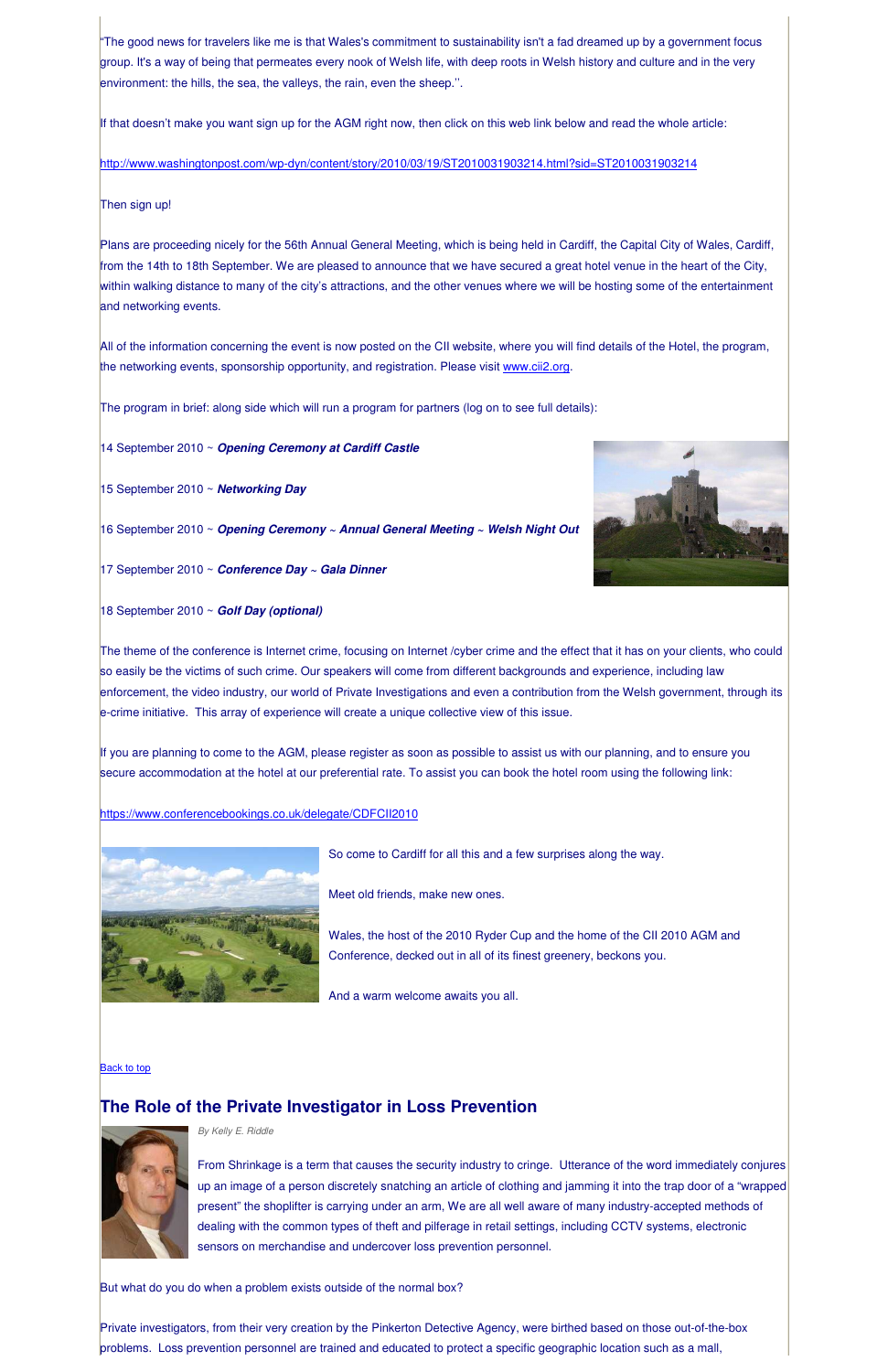"The good news for travelers like me is that Wales's commitment to sustainability isn't a fad dreamed up by a government focus group. It's a way of being that permeates every nook of Welsh life, with deep roots in Welsh history and culture and in the very environment: the hills, the sea, the valleys, the rain, even the sheep.''.

If that doesn't make you want sign up for the AGM right now, then click on this web link below and read the whole article:

http://www.washingtonpost.com/wp-dyn/content/story/2010/03/19/ST2010031903214.html?sid=ST2010031903214

Then sign up!

Plans are proceeding nicely for the 56th Annual General Meeting, which is being held in Cardiff, the Capital City of Wales, Cardiff, from the 14th to 18th September. We are pleased to announce that we have secured a great hotel venue in the heart of the City, within walking distance to many of the city's attractions, and the other venues where we will be hosting some of the entertainment and networking events.

All of the information concerning the event is now posted on the CII website, where you will find details of the Hotel, the program, the networking events, sponsorship opportunity, and registration. Please visit www.cii2.org.

The program in brief: along side which will run a program for partners (log on to see full details):

14 September 2010 ~ ***Opening Ceremony at Cardiff Castle***

15 September 2010 ~ ***Networking Day***

16 September 2010 ~ ***Opening Ceremony*** ~ ***Annual General Meeting*** ~ ***Welsh Night Out***

17 September 2010 ~ ***Conference Day*** ~ ***Gala Dinner***

18 September 2010 ~ ***Golf Day (optional)***

The theme of the conference is Internet crime, focusing on Internet /cyber crime and the effect that it has on your clients, who could so easily be the victims of such crime. Our speakers will come from different backgrounds and experience, including law enforcement, the video industry, our world of Private Investigations and even a contribution from the Welsh government, through its e-crime initiative. This array of experience will create a unique collective view of this issue.

If you are planning to come to the AGM, please register as soon as possible to assist us with our planning, and to ensure you secure accommodation at the hotel at our preferential rate. To assist you can book the hotel room using the following link:

https://www.conferencebookings.co.uk/delegate/CDFCII2010

So come to Cardiff for all this and a few surprises along the way.

Meet old friends, make new ones.

Wales, the host of the 2010 Ryder Cup and the home of the CII 2010 AGM and Conference, decked out in all of its finest greenery, beckons you.

And a warm welcome awaits you all.

Back to top

## The Role of the Private Investigator in Loss Prevention

*By Kelly E. Riddle*

From Shrinkage is a term that causes the security industry to cringe. Utterance of the word immediately conjures up an image of a person discretely snatching an article of clothing and jamming it into the trap door of a "wrapped present" the shoplifter is carrying under an arm, We are all well aware of many industry-accepted methods of dealing with the common types of theft and pilferage in retail settings, including CCTV systems, electronic sensors on merchandise and undercover loss prevention personnel.

But what do you do when a problem exists outside of the normal box?

Private investigators, from their very creation by the Pinkerton Detective Agency, were birthed based on those out-of-the-box problems. Loss prevention personnel are trained and educated to protect a specific geographic location such as a mall,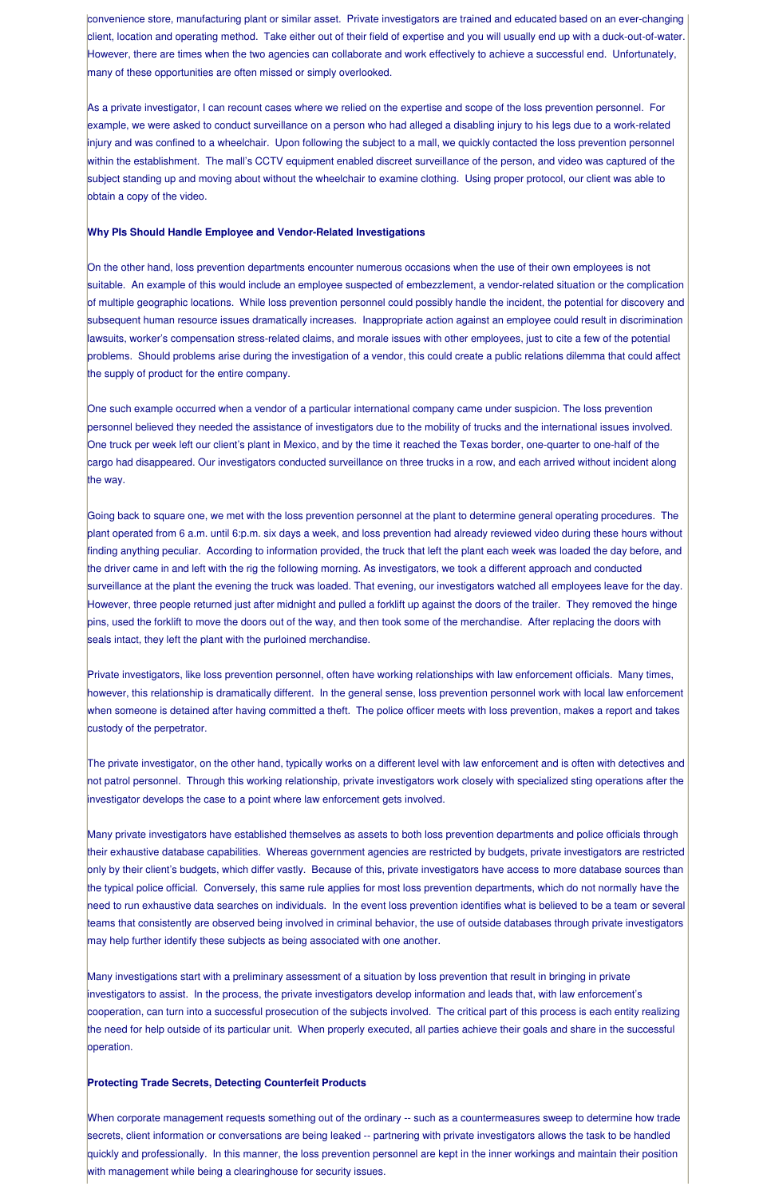convenience store, manufacturing plant or similar asset. Private investigators are trained and educated based on an ever-changing client, location and operating method. Take either out of their field of expertise and you will usually end up with a duck-out-of-water. However, there are times when the two agencies can collaborate and work effectively to achieve a successful end. Unfortunately, many of these opportunities are often missed or simply overlooked.

As a private investigator, I can recount cases where we relied on the expertise and scope of the loss prevention personnel. For example, we were asked to conduct surveillance on a person who had alleged a disabling injury to his legs due to a work-related injury and was confined to a wheelchair. Upon following the subject to a mall, we quickly contacted the loss prevention personnel within the establishment. The mall's CCTV equipment enabled discreet surveillance of the person, and video was captured of the subject standing up and moving about without the wheelchair to examine clothing. Using proper protocol, our client was able to obtain a copy of the video.

**Why PIs Should Handle Employee and Vendor-Related Investigations**

On the other hand, loss prevention departments encounter numerous occasions when the use of their own employees is not suitable. An example of this would include an employee suspected of embezzlement, a vendor-related situation or the complication of multiple geographic locations. While loss prevention personnel could possibly handle the incident, the potential for discovery and subsequent human resource issues dramatically increases. Inappropriate action against an employee could result in discrimination lawsuits, worker's compensation stress-related claims, and morale issues with other employees, just to cite a few of the potential problems. Should problems arise during the investigation of a vendor, this could create a public relations dilemma that could affect the supply of product for the entire company.

One such example occurred when a vendor of a particular international company came under suspicion. The loss prevention personnel believed they needed the assistance of investigators due to the mobility of trucks and the international issues involved. One truck per week left our client's plant in Mexico, and by the time it reached the Texas border, one-quarter to one-half of the cargo had disappeared. Our investigators conducted surveillance on three trucks in a row, and each arrived without incident along the way.

Going back to square one, we met with the loss prevention personnel at the plant to determine general operating procedures. The plant operated from 6 a.m. until 6:p.m. six days a week, and loss prevention had already reviewed video during these hours without finding anything peculiar. According to information provided, the truck that left the plant each week was loaded the day before, and the driver came in and left with the rig the following morning. As investigators, we took a different approach and conducted surveillance at the plant the evening the truck was loaded. That evening, our investigators watched all employees leave for the day. However, three people returned just after midnight and pulled a forklift up against the doors of the trailer. They removed the hinge pins, used the forklift to move the doors out of the way, and then took some of the merchandise. After replacing the doors with seals intact, they left the plant with the purloined merchandise.

Private investigators, like loss prevention personnel, often have working relationships with law enforcement officials. Many times, however, this relationship is dramatically different. In the general sense, loss prevention personnel work with local law enforcement when someone is detained after having committed a theft. The police officer meets with loss prevention, makes a report and takes custody of the perpetrator.

The private investigator, on the other hand, typically works on a different level with law enforcement and is often with detectives and not patrol personnel. Through this working relationship, private investigators work closely with specialized sting operations after the investigator develops the case to a point where law enforcement gets involved.

Many private investigators have established themselves as assets to both loss prevention departments and police officials through their exhaustive database capabilities. Whereas government agencies are restricted by budgets, private investigators are restricted only by their client's budgets, which differ vastly. Because of this, private investigators have access to more database sources than the typical police official. Conversely, this same rule applies for most loss prevention departments, which do not normally have the need to run exhaustive data searches on individuals. In the event loss prevention identifies what is believed to be a team or several teams that consistently are observed being involved in criminal behavior, the use of outside databases through private investigators may help further identify these subjects as being associated with one another.

Many investigations start with a preliminary assessment of a situation by loss prevention that result in bringing in private investigators to assist. In the process, the private investigators develop information and leads that, with law enforcement's cooperation, can turn into a successful prosecution of the subjects involved. The critical part of this process is each entity realizing the need for help outside of its particular unit. When properly executed, all parties achieve their goals and share in the successful operation.

**Protecting Trade Secrets, Detecting Counterfeit Products**

When corporate management requests something out of the ordinary -- such as a countermeasures sweep to determine how trade secrets, client information or conversations are being leaked -- partnering with private investigators allows the task to be handled quickly and professionally. In this manner, the loss prevention personnel are kept in the inner workings and maintain their position with management while being a clearinghouse for security issues.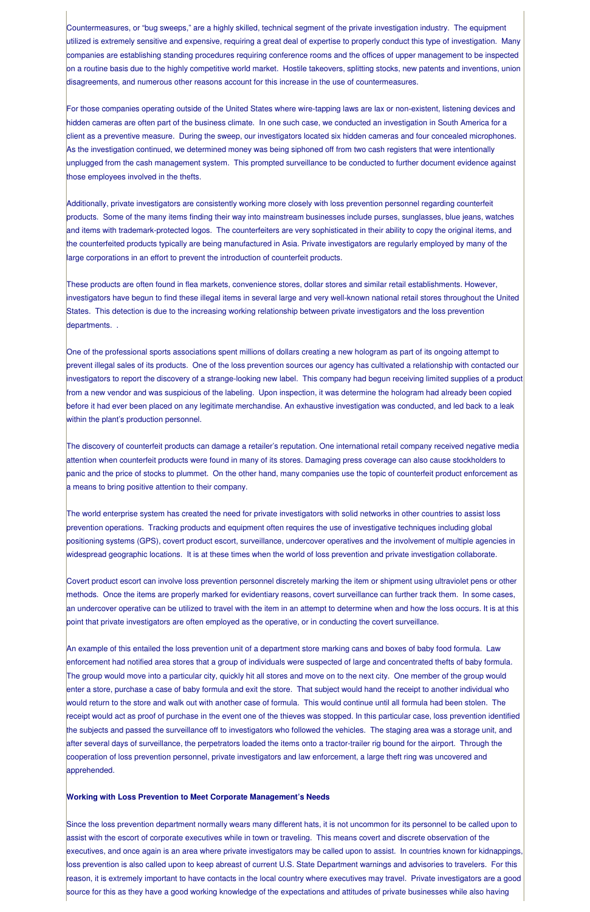Countermeasures, or "bug sweeps," are a highly skilled, technical segment of the private investigation industry. The equipment utilized is extremely sensitive and expensive, requiring a great deal of expertise to properly conduct this type of investigation. Many companies are establishing standing procedures requiring conference rooms and the offices of upper management to be inspected on a routine basis due to the highly competitive world market. Hostile takeovers, splitting stocks, new patents and inventions, union disagreements, and numerous other reasons account for this increase in the use of countermeasures.

For those companies operating outside of the United States where wire-tapping laws are lax or non-existent, listening devices and hidden cameras are often part of the business climate. In one such case, we conducted an investigation in South America for a client as a preventive measure. During the sweep, our investigators located six hidden cameras and four concealed microphones. As the investigation continued, we determined money was being siphoned off from two cash registers that were intentionally unplugged from the cash management system. This prompted surveillance to be conducted to further document evidence against those employees involved in the thefts.

Additionally, private investigators are consistently working more closely with loss prevention personnel regarding counterfeit products. Some of the many items finding their way into mainstream businesses include purses, sunglasses, blue jeans, watches and items with trademark-protected logos. The counterfeiters are very sophisticated in their ability to copy the original items, and the counterfeited products typically are being manufactured in Asia. Private investigators are regularly employed by many of the large corporations in an effort to prevent the introduction of counterfeit products.

These products are often found in flea markets, convenience stores, dollar stores and similar retail establishments. However, investigators have begun to find these illegal items in several large and very well-known national retail stores throughout the United States. This detection is due to the increasing working relationship between private investigators and the loss prevention departments. .

One of the professional sports associations spent millions of dollars creating a new hologram as part of its ongoing attempt to prevent illegal sales of its products. One of the loss prevention sources our agency has cultivated a relationship with contacted our investigators to report the discovery of a strange-looking new label. This company had begun receiving limited supplies of a product from a new vendor and was suspicious of the labeling. Upon inspection, it was determine the hologram had already been copied before it had ever been placed on any legitimate merchandise. An exhaustive investigation was conducted, and led back to a leak within the plant's production personnel.

The discovery of counterfeit products can damage a retailer's reputation. One international retail company received negative media attention when counterfeit products were found in many of its stores. Damaging press coverage can also cause stockholders to panic and the price of stocks to plummet. On the other hand, many companies use the topic of counterfeit product enforcement as a means to bring positive attention to their company.

The world enterprise system has created the need for private investigators with solid networks in other countries to assist loss prevention operations. Tracking products and equipment often requires the use of investigative techniques including global positioning systems (GPS), covert product escort, surveillance, undercover operatives and the involvement of multiple agencies in widespread geographic locations. It is at these times when the world of loss prevention and private investigation collaborate.

Covert product escort can involve loss prevention personnel discretely marking the item or shipment using ultraviolet pens or other methods. Once the items are properly marked for evidentiary reasons, covert surveillance can further track them. In some cases, an undercover operative can be utilized to travel with the item in an attempt to determine when and how the loss occurs. It is at this point that private investigators are often employed as the operative, or in conducting the covert surveillance.

An example of this entailed the loss prevention unit of a department store marking cans and boxes of baby food formula. Law enforcement had notified area stores that a group of individuals were suspected of large and concentrated thefts of baby formula. The group would move into a particular city, quickly hit all stores and move on to the next city. One member of the group would enter a store, purchase a case of baby formula and exit the store. That subject would hand the receipt to another individual who would return to the store and walk out with another case of formula. This would continue until all formula had been stolen. The receipt would act as proof of purchase in the event one of the thieves was stopped. In this particular case, loss prevention identified the subjects and passed the surveillance off to investigators who followed the vehicles. The staging area was a storage unit, and after several days of surveillance, the perpetrators loaded the items onto a tractor-trailer rig bound for the airport. Through the cooperation of loss prevention personnel, private investigators and law enforcement, a large theft ring was uncovered and apprehended.

**Working with Loss Prevention to Meet Corporate Management's Needs**

Since the loss prevention department normally wears many different hats, it is not uncommon for its personnel to be called upon to assist with the escort of corporate executives while in town or traveling. This means covert and discrete observation of the executives, and once again is an area where private investigators may be called upon to assist. In countries known for kidnappings, loss prevention is also called upon to keep abreast of current U.S. State Department warnings and advisories to travelers. For this reason, it is extremely important to have contacts in the local country where executives may travel. Private investigators are a good source for this as they have a good working knowledge of the expectations and attitudes of private businesses while also having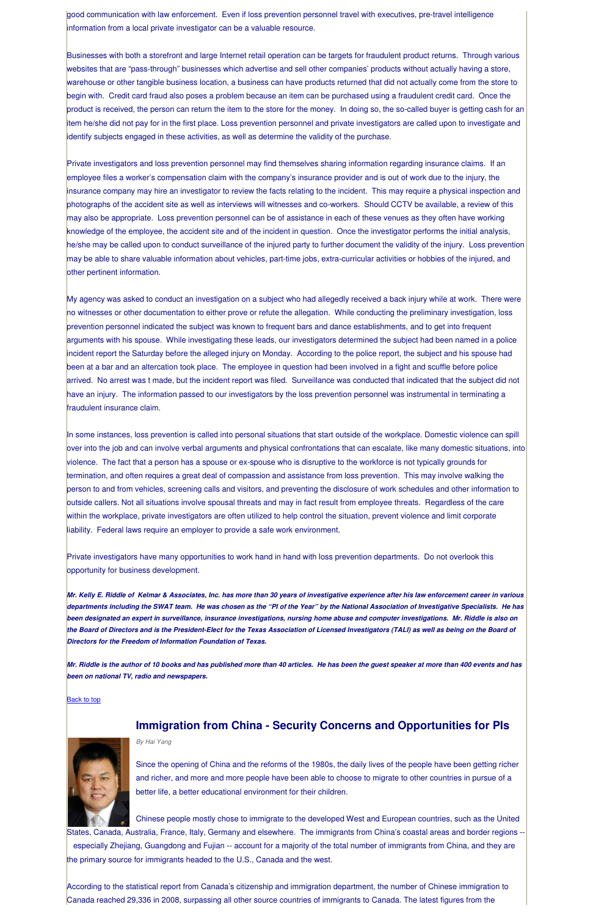good communication with law enforcement. Even if loss prevention personnel travel with executives, pre-travel intelligence information from a local private investigator can be a valuable resource.

Businesses with both a storefront and large Internet retail operation can be targets for fraudulent product returns. Through various websites that are "pass-through" businesses which advertise and sell other companies' products without actually having a store, warehouse or other tangible business location, a business can have products returned that did not actually come from the store to begin with. Credit card fraud also poses a problem because an item can be purchased using a fraudulent credit card. Once the product is received, the person can return the item to the store for the money. In doing so, the so-called buyer is getting cash for an item he/she did not pay for in the first place. Loss prevention personnel and private investigators are called upon to investigate and identify subjects engaged in these activities, as well as determine the validity of the purchase.

Private investigators and loss prevention personnel may find themselves sharing information regarding insurance claims. If an employee files a worker's compensation claim with the company's insurance provider and is out of work due to the injury, the insurance company may hire an investigator to review the facts relating to the incident. This may require a physical inspection and photographs of the accident site as well as interviews will witnesses and co-workers. Should CCTV be available, a review of this may also be appropriate. Loss prevention personnel can be of assistance in each of these venues as they often have working knowledge of the employee, the accident site and of the incident in question. Once the investigator performs the initial analysis, he/she may be called upon to conduct surveillance of the injured party to further document the validity of the injury. Loss prevention may be able to share valuable information about vehicles, part-time jobs, extra-curricular activities or hobbies of the injured, and other pertinent information.

My agency was asked to conduct an investigation on a subject who had allegedly received a back injury while at work. There were no witnesses or other documentation to either prove or refute the allegation. While conducting the preliminary investigation, loss prevention personnel indicated the subject was known to frequent bars and dance establishments, and to get into frequent arguments with his spouse. While investigating these leads, our investigators determined the subject had been named in a police incident report the Saturday before the alleged injury on Monday. According to the police report, the subject and his spouse had been at a bar and an altercation took place. The employee in question had been involved in a fight and scuffle before police arrived. No arrest was t made, but the incident report was filed. Surveillance was conducted that indicated that the subject did not have an injury. The information passed to our investigators by the loss prevention personnel was instrumental in terminating a fraudulent insurance claim.

In some instances, loss prevention is called into personal situations that start outside of the workplace. Domestic violence can spill over into the job and can involve verbal arguments and physical confrontations that can escalate, like many domestic situations, into violence. The fact that a person has a spouse or ex-spouse who is disruptive to the workforce is not typically grounds for termination, and often requires a great deal of compassion and assistance from loss prevention. This may involve walking the person to and from vehicles, screening calls and visitors, and preventing the disclosure of work schedules and other information to outside callers. Not all situations involve spousal threats and may in fact result from employee threats. Regardless of the care within the workplace, private investigators are often utilized to help control the situation, prevent violence and limit corporate liability. Federal laws require an employer to provide a safe work environment.

Private investigators have many opportunities to work hand in hand with loss prevention departments. Do not overlook this opportunity for business development.

***Mr. Kelly E. Riddle of Kelmar & Associates, Inc. has more than 30 years of investigative experience after his law enforcement career in various departments including the SWAT team. He was chosen as the "PI of the Year" by the National Association of Investigative Specialists. He has been designated an expert in surveillance, insurance investigations, nursing home abuse and computer investigations. Mr. Riddle is also on the Board of Directors and is the President-Elect for the Texas Association of Licensed Investigators (TALI) as well as being on the Board of Directors for the Freedom of Information Foundation of Texas.***

***Mr. Riddle is the author of 10 books and has published more than 40 articles. He has been the guest speaker at more than 400 events and has been on national TV, radio and newspapers.***

Back to top

## Immigration from China - Security Concerns and Opportunities for PIs

*By Hai Yang*

Since the opening of China and the reforms of the 1980s, the daily lives of the people have been getting richer and richer, and more and more people have been able to choose to migrate to other countries in pursuit of a better life, a better educational environment for their children.

Chinese people mostly chose to immigrate to the developed West and European countries, such as the United States, Canada, Australia, France, Italy, Germany and elsewhere. The immigrants from China's coastal areas and border regions -- especially Zhejiang, Guangdong and Fujian -- account for a majority of the total number of immigrants from China, and they are the primary source for immigrants headed to the U.S., Canada and the west.

According to the statistical report from Canada's citizenship and immigration department, the number of Chinese immigration to Canada reached 29,336 in 2008, surpassing all other source countries of immigrants to Canada. The latest figures from the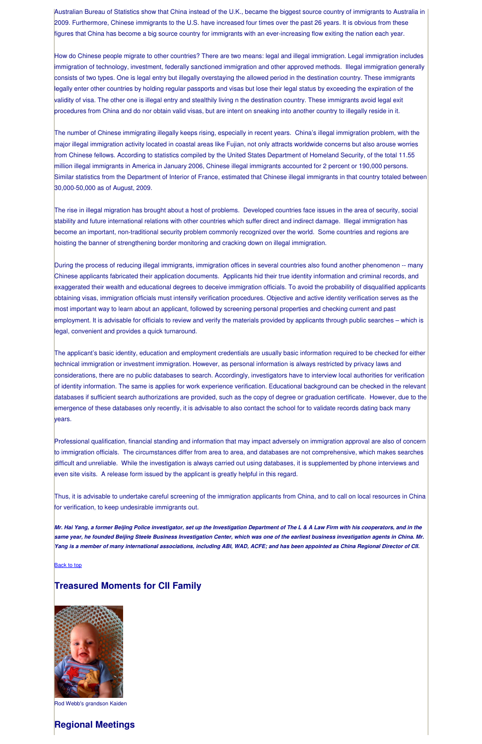Australian Bureau of Statistics show that China instead of the U.K., became the biggest source country of immigrants to Australia in 2009. Furthermore, Chinese immigrants to the U.S. have increased four times over the past 26 years. It is obvious from these figures that China has become a big source country for immigrants with an ever-increasing flow exiting the nation each year.

How do Chinese people migrate to other countries? There are two means: legal and illegal immigration. Legal immigration includes immigration of technology, investment, federally sanctioned immigration and other approved methods. Illegal immigration generally consists of two types. One is legal entry but illegally overstaying the allowed period in the destination country. These immigrants legally enter other countries by holding regular passports and visas but lose their legal status by exceeding the expiration of the validity of visa. The other one is illegal entry and stealthily living n the destination country. These immigrants avoid legal exit procedures from China and do nor obtain valid visas, but are intent on sneaking into another country to illegally reside in it.

The number of Chinese immigrating illegally keeps rising, especially in recent years. China's illegal immigration problem, with the major illegal immigration activity located in coastal areas like Fujian, not only attracts worldwide concerns but also arouse worries from Chinese fellows. According to statistics compiled by the United States Department of Homeland Security, of the total 11.55 million illegal immigrants in America in January 2006, Chinese illegal immigrants accounted for 2 percent or 190,000 persons. Similar statistics from the Department of Interior of France, estimated that Chinese illegal immigrants in that country totaled between 30,000-50,000 as of August, 2009.

The rise in illegal migration has brought about a host of problems. Developed countries face issues in the area of security, social stability and future international relations with other countries which suffer direct and indirect damage. Illegal immigration has become an important, non-traditional security problem commonly recognized over the world. Some countries and regions are hoisting the banner of strengthening border monitoring and cracking down on illegal immigration.

During the process of reducing illegal immigrants, immigration offices in several countries also found another phenomenon -- many Chinese applicants fabricated their application documents. Applicants hid their true identity information and criminal records, and exaggerated their wealth and educational degrees to deceive immigration officials. To avoid the probability of disqualified applicants obtaining visas, immigration officials must intensify verification procedures. Objective and active identity verification serves as the most important way to learn about an applicant, followed by screening personal properties and checking current and past employment. It is advisable for officials to review and verify the materials provided by applicants through public searches – which is legal, convenient and provides a quick turnaround.

The applicant's basic identity, education and employment credentials are usually basic information required to be checked for either technical immigration or investment immigration. However, as personal information is always restricted by privacy laws and considerations, there are no public databases to search. Accordingly, investigators have to interview local authorities for verification of identity information. The same is applies for work experience verification. Educational background can be checked in the relevant databases if sufficient search authorizations are provided, such as the copy of degree or graduation certificate. However, due to the emergence of these databases only recently, it is advisable to also contact the school for to validate records dating back many years.

Professional qualification, financial standing and information that may impact adversely on immigration approval are also of concern to immigration officials. The circumstances differ from area to area, and databases are not comprehensive, which makes searches difficult and unreliable. While the investigation is always carried out using databases, it is supplemented by phone interviews and even site visits. A release form issued by the applicant is greatly helpful in this regard.

Thus, it is advisable to undertake careful screening of the immigration applicants from China, and to call on local resources in China for verification, to keep undesirable immigrants out.

***Mr. Hai Yang, a former Beijing Police investigator, set up the Investigation Department of The L & A Law Firm with his cooperators, and in the same year, he founded Beijing Steele Business Investigation Center, which was one of the earliest business investigation agents in China. Mr. Yang is a member of many international associations, including ABI, WAD, ACFE; and has been appointed as China Regional Director of CII.***

Back to top

## Treasured Moments for CII Family

Rod Webb's grandson Kaiden

## Regional Meetings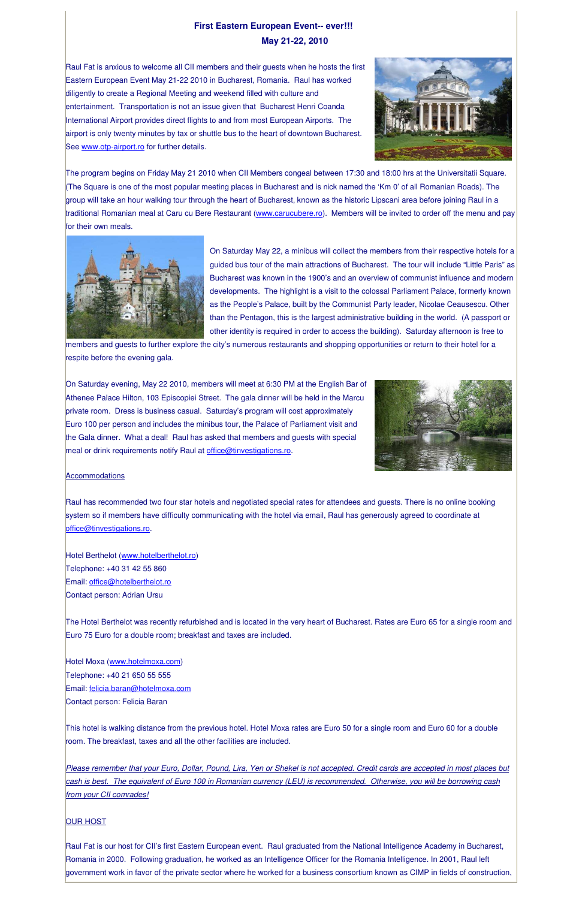## First Eastern European Event-- ever!!!
## May 21-22, 2010

Raul Fat is anxious to welcome all CII members and their guests when he hosts the first Eastern European Event May 21-22 2010 in Bucharest, Romania. Raul has worked diligently to create a Regional Meeting and weekend filled with culture and entertainment. Transportation is not an issue given that Bucharest Henri Coanda International Airport provides direct flights to and from most European Airports. The airport is only twenty minutes by tax or shuttle bus to the heart of downtown Bucharest. See www.otp-airport.ro for further details.

The program begins on Friday May 21 2010 when CII Members congeal between 17:30 and 18:00 hrs at the Universitatii Square. (The Square is one of the most popular meeting places in Bucharest and is nick named the 'Km 0' of all Romanian Roads). The group will take an hour walking tour through the heart of Bucharest, known as the historic Lipscani area before joining Raul in a traditional Romanian meal at Caru cu Bere Restaurant (www.carucubere.ro). Members will be invited to order off the menu and pay for their own meals.

On Saturday May 22, a minibus will collect the members from their respective hotels for a guided bus tour of the main attractions of Bucharest. The tour will include "Little Paris" as Bucharest was known in the 1900's and an overview of communist influence and modern developments. The highlight is a visit to the colossal Parliament Palace, formerly known as the People's Palace, built by the Communist Party leader, Nicolae Ceausescu. Other than the Pentagon, this is the largest administrative building in the world. (A passport or other identity is required in order to access the building). Saturday afternoon is free to members and guests to further explore the city's numerous restaurants and shopping opportunities or return to their hotel for a respite before the evening gala.

On Saturday evening, May 22 2010, members will meet at 6:30 PM at the English Bar of Athenee Palace Hilton, 103 Episcopiei Street. The gala dinner will be held in the Marcu private room. Dress is business casual. Saturday's program will cost approximately Euro 100 per person and includes the minibus tour, the Palace of Parliament visit and the Gala dinner. What a deal! Raul has asked that members and guests with special meal or drink requirements notify Raul at office@tinvestigations.ro.

Accommodations

Raul has recommended two four star hotels and negotiated special rates for attendees and guests. There is no online booking system so if members have difficulty communicating with the hotel via email, Raul has generously agreed to coordinate at office@tinvestigations.ro.

Hotel Berthelot (www.hotelberthelot.ro)
Telephone: +40 31 42 55 860
Email: office@hotelberthelot.ro
Contact person: Adrian Ursu

The Hotel Berthelot was recently refurbished and is located in the very heart of Bucharest. Rates are Euro 65 for a single room and Euro 75 Euro for a double room; breakfast and taxes are included.

Hotel Moxa (www.hotelmoxa.com)
Telephone: +40 21 650 55 555
Email: felicia.baran@hotelmoxa.com
Contact person: Felicia Baran

This hotel is walking distance from the previous hotel. Hotel Moxa rates are Euro 50 for a single room and Euro 60 for a double room. The breakfast, taxes and all the other facilities are included.

*Please remember that your Euro, Dollar, Pound, Lira, Yen or Shekel is not accepted. Credit cards are accepted in most places but cash is best. The equivalent of Euro 100 in Romanian currency (LEU) is recommended. Otherwise, you will be borrowing cash from your CII comrades!*

OUR HOST

Raul Fat is our host for CII's first Eastern European event. Raul graduated from the National Intelligence Academy in Bucharest, Romania in 2000. Following graduation, he worked as an Intelligence Officer for the Romania Intelligence. In 2001, Raul left government work in favor of the private sector where he worked for a business consortium known as CIMP in fields of construction,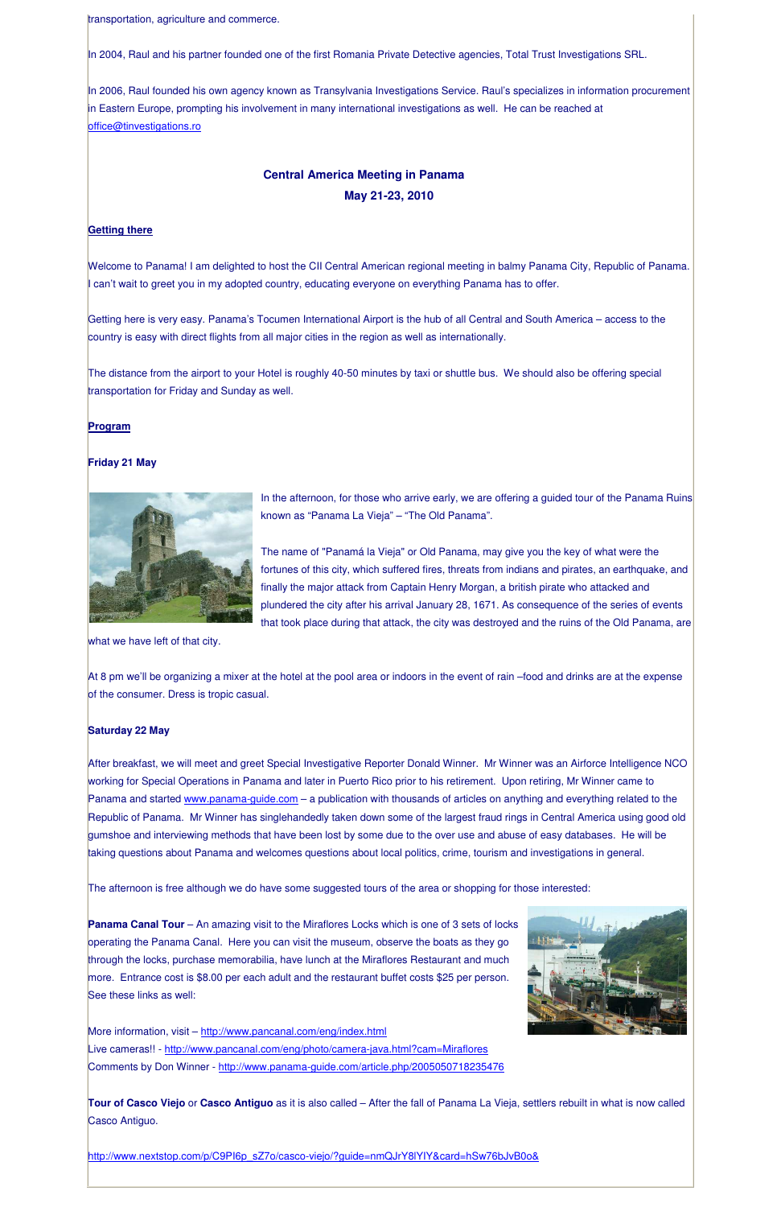transportation, agriculture and commerce.

In 2004, Raul and his partner founded one of the first Romania Private Detective agencies, Total Trust Investigations SRL.

In 2006, Raul founded his own agency known as Transylvania Investigations Service. Raul's specializes in information procurement in Eastern Europe, prompting his involvement in many international investigations as well. He can be reached at office@tinvestigations.ro

## Central America Meeting in Panama
## May 21-23, 2010

**Getting there**

Welcome to Panama! I am delighted to host the CII Central American regional meeting in balmy Panama City, Republic of Panama. I can't wait to greet you in my adopted country, educating everyone on everything Panama has to offer.

Getting here is very easy. Panama's Tocumen International Airport is the hub of all Central and South America – access to the country is easy with direct flights from all major cities in the region as well as internationally.

The distance from the airport to your Hotel is roughly 40-50 minutes by taxi or shuttle bus. We should also be offering special transportation for Friday and Sunday as well.

**Program**

**Friday 21 May**

In the afternoon, for those who arrive early, we are offering a guided tour of the Panama Ruins known as "Panama La Vieja" – "The Old Panama".

The name of "Panamá la Vieja" or Old Panama, may give you the key of what were the fortunes of this city, which suffered fires, threats from indians and pirates, an earthquake, and finally the major attack from Captain Henry Morgan, a british pirate who attacked and plundered the city after his arrival January 28, 1671. As consequence of the series of events that took place during that attack, the city was destroyed and the ruins of the Old Panama, are what we have left of that city.

At 8 pm we'll be organizing a mixer at the hotel at the pool area or indoors in the event of rain –food and drinks are at the expense of the consumer. Dress is tropic casual.

**Saturday 22 May**

After breakfast, we will meet and greet Special Investigative Reporter Donald Winner. Mr Winner was an Airforce Intelligence NCO working for Special Operations in Panama and later in Puerto Rico prior to his retirement. Upon retiring, Mr Winner came to Panama and started www.panama-guide.com – a publication with thousands of articles on anything and everything related to the Republic of Panama. Mr Winner has singlehandedly taken down some of the largest fraud rings in Central America using good old gumshoe and interviewing methods that have been lost by some due to the over use and abuse of easy databases. He will be taking questions about Panama and welcomes questions about local politics, crime, tourism and investigations in general.

The afternoon is free although we do have some suggested tours of the area or shopping for those interested:

**Panama Canal Tour** – An amazing visit to the Miraflores Locks which is one of 3 sets of locks operating the Panama Canal. Here you can visit the museum, observe the boats as they go through the locks, purchase memorabilia, have lunch at the Miraflores Restaurant and much more. Entrance cost is $8.00 per each adult and the restaurant buffet costs $25 per person. See these links as well:

More information, visit – http://www.pancanal.com/eng/index.html
Live cameras!! - http://www.pancanal.com/eng/photo/camera-java.html?cam=Miraflores
Comments by Don Winner - http://www.panama-guide.com/article.php/2005050718235476

**Tour of Casco Viejo** or **Casco Antiguo** as it is also called – After the fall of Panama La Vieja, settlers rebuilt in what is now called Casco Antiguo.

http://www.nextstop.com/p/C9PI6p_sZ7o/casco-viejo/?guide=nmQJrY8lYIY&card=hSw76bJvB0o&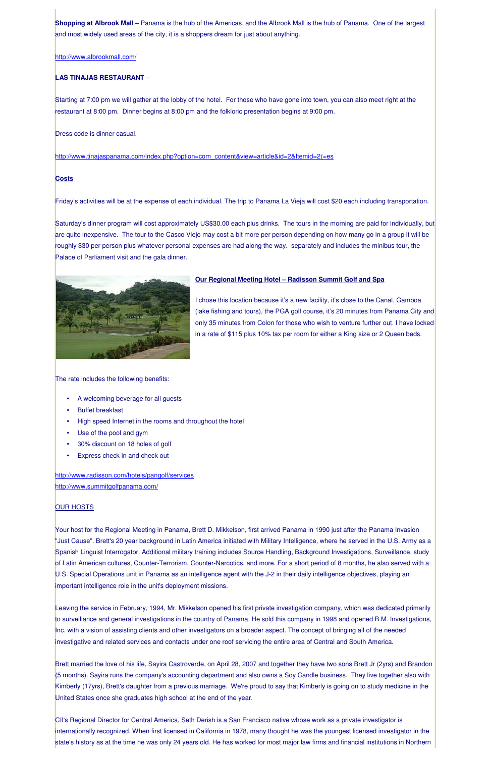**Shopping at Albrook Mall** – Panama is the hub of the Americas, and the Albrook Mall is the hub of Panama. One of the largest and most widely used areas of the city, it is a shoppers dream for just about anything.

http://www.albrookmall.com/

**LAS TINAJAS RESTAURANT** –

Starting at 7:00 pm we will gather at the lobby of the hotel. For those who have gone into town, you can also meet right at the restaurant at 8:00 pm. Dinner begins at 8:00 pm and the folkloric presentation begins at 9:00 pm.

Dress code is dinner casual.

http://www.tinajaspanama.com/index.php?option=com_content&view=article&id=2&Itemid=2(=es

**Costs**

Friday's activities will be at the expense of each individual. The trip to Panama La Vieja will cost $20 each including transportation.

Saturday's dinner program will cost approximately US$30.00 each plus drinks. The tours in the morning are paid for individually, but are quite inexpensive. The tour to the Casco Viejo may cost a bit more per person depending on how many go in a group it will be roughly $30 per person plus whatever personal expenses are had along the way. separately and includes the minibus tour, the Palace of Parliament visit and the gala dinner.

**Our Regional Meeting Hotel – Radisson Summit Golf and Spa**

I chose this location because it's a new facility, it's close to the Canal, Gamboa (lake fishing and tours), the PGA golf course, it's 20 minutes from Panama City and only 35 minutes from Colon for those who wish to venture further out. I have locked in a rate of $115 plus 10% tax per room for either a King size or 2 Queen beds.

The rate includes the following benefits:

- A welcoming beverage for all guests
- Buffet breakfast
- High speed Internet in the rooms and throughout the hotel
- Use of the pool and gym
- 30% discount on 18 holes of golf
- Express check in and check out

http://www.radisson.com/hotels/pangolf/services
http://www.summitgolfpanama.com/

OUR HOSTS

Your host for the Regional Meeting in Panama, Brett D. Mikkelson, first arrived Panama in 1990 just after the Panama Invasion "Just Cause". Brett's 20 year background in Latin America initiated with Military Intelligence, where he served in the U.S. Army as a Spanish Linguist Interrogator. Additional military training includes Source Handling, Background Investigations, Surveillance, study of Latin American cultures, Counter-Terrorism, Counter-Narcotics, and more. For a short period of 8 months, he also served with a U.S. Special Operations unit in Panama as an intelligence agent with the J-2 in their daily intelligence objectives, playing an important intelligence role in the unit's deployment missions.

Leaving the service in February, 1994, Mr. Mikkelson opened his first private investigation company, which was dedicated primarily to surveillance and general investigations in the country of Panama. He sold this company in 1998 and opened B.M. Investigations, Inc. with a vision of assisting clients and other investigators on a broader aspect. The concept of bringing all of the needed investigative and related services and contacts under one roof servicing the entire area of Central and South America.

Brett married the love of his life, Sayira Castroverde, on April 28, 2007 and together they have two sons Brett Jr (2yrs) and Brandon (5 months). Sayira runs the company's accounting department and also owns a Soy Candle business. They live together also with Kimberly (17yrs), Brett's daughter from a previous marriage. We're proud to say that Kimberly is going on to study medicine in the United States once she graduates high school at the end of the year.

CII's Regional Director for Central America, Seth Derish is a San Francisco native whose work as a private investigator is internationally recognized. When first licensed in California in 1978, many thought he was the youngest licensed investigator in the state's history as at the time he was only 24 years old. He has worked for most major law firms and financial institutions in Northern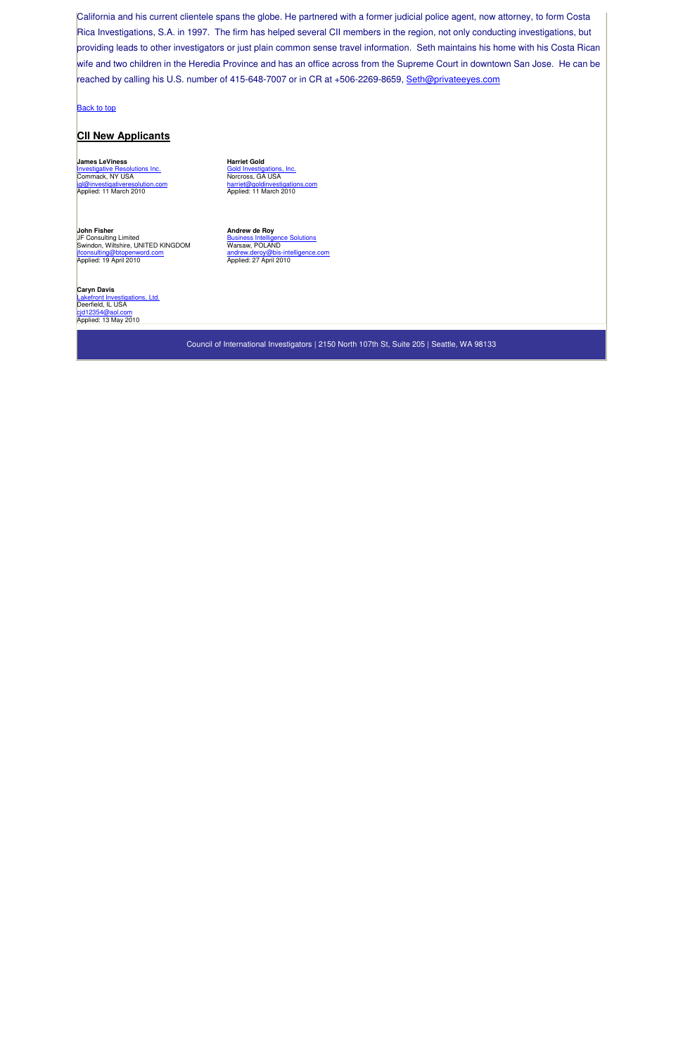California and his current clientele spans the globe. He partnered with a former judicial police agent, now attorney, to form Costa Rica Investigations, S.A. in 1997. The firm has helped several CII members in the region, not only conducting investigations, but providing leads to other investigators or just plain common sense travel information. Seth maintains his home with his Costa Rican wife and two children in the Heredia Province and has an office across from the Supreme Court in downtown San Jose. He can be reached by calling his U.S. number of 415-648-7007 or in CR at +506-2269-8659, Seth@privateeyes.com

Back to top

## CII New Applicants

**James LeViness**
Investigative Resolutions Inc.
Commack, NY USA
jgl@investigativeresolution.com
Applied: 11 March 2010

**Harriet Gold**
Gold Investigations, Inc.
Norcross, GA USA
harriet@goldinvestigations.com
Applied: 11 March 2010

**John Fisher**
JF Consulting Limited
Swindon, Wiltshire, UNITED KINGDOM
jfconsulting@btopenword.com
Applied: 19 April 2010

**Andrew de Roy**
Business Intelligence Solutions
Warsaw, POLAND
andrew.deroy@bis-intelligence.com
Applied: 27 April 2010

**Caryn Davis**
Lakefront Investigations, Ltd.
Deerfield, IL USA
cjd12354@aol.com
Applied: 13 May 2010

Council of International Investigators | 2150 North 107th St, Suite 205 | Seattle, WA 98133